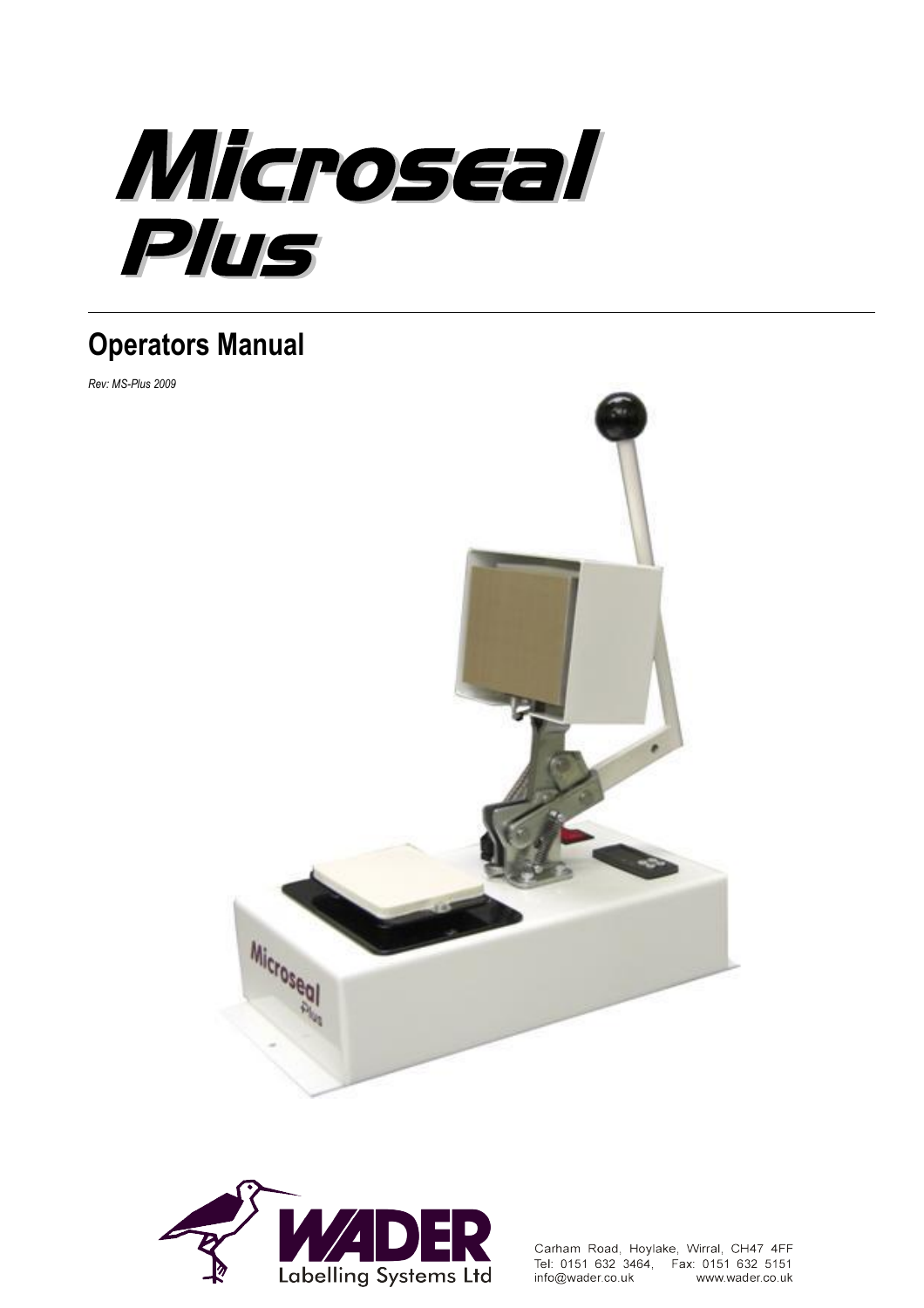# Microseal Plus

## Operators Manual

*Rev: MS-Plus 2009*

WADER Labelling Systems Ltd

Carham Road, Hoylake, Wirral, CH47 4FF
Tel: 0151 632 3464, Fax: 0151 632 5151
info@wader.co.uk www.wader.co.uk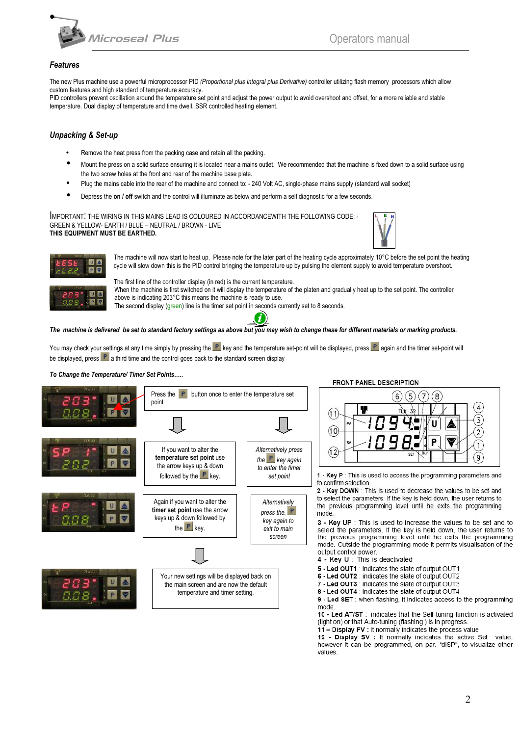## Features

The new Plus machine use a powerful microprocessor PID *(Proportional plus Integral plus Derivative)* controller utilizing flash memory processors which allow custom features and high standard of temperature accuracy.
PID controllers prevent oscillation around the temperature set point and adjust the power output to avoid overshoot and offset, for a more reliable and stable temperature. Dual display of temperature and time dwell. SSR controlled heating element.

## Unpacking & Set-up

- Remove the heat press from the packing case and retain all the packing.
- Mount the press on a solid surface ensuring it is located near a mains outlet. We recommended that the machine is fixed down to a solid surface using the two screw holes at the front and rear of the machine base plate.
- Plug the mains cable into the rear of the machine and connect to: - 240 Volt AC, single-phase mains supply (standard wall socket)
- Depress the **on / off** switch and the control will illuminate as below and perform a self diagnostic for a few seconds.

IMPORTANT: THE WIRING IN THIS MAINS LEAD IS COLOURED IN ACCORDANCEWITH THE FOLLOWING CODE: - GREEN & YELLOW- EARTH / BLUE – NEUTRAL / BROWN - LIVE
**THIS EQUIPMENT MUST BE EARTHED.**

L E N

The machine will now start to heat up. Please note for the later part of the heating cycle approximately 10°C before the set point the heating cycle will slow down this is the PID control bringing the temperature up by pulsing the element supply to avoid temperature overshoot.

The first line of the controller display (in red) is the current temperature.
When the machine is first switched on it will display the temperature of the platen and gradually heat up to the set point. The controller above is indicating 203°C this means the machine is ready to use.
The second display (green) line is the timer set point in seconds currently set to 8 seconds.

***The machine is delivered be set to standard factory settings as above but you may wish to change these for different materials or marking products.***

You may check your settings at any time simply by pressing the P key and the temperature set-point will be displayed, press P again and the timer set-point will be displayed, press P a third time and the control goes back to the standard screen display

***To Change the Temperature/ Timer Set Points.....***

Press the P button once to enter the temperature set point

If you want to alter the **temperature set point** use the arrow keys up & down followed by the P key.

*Alternatively press the P key again to enter the timer set point*

Again if you want to alter the **timer set point** use the arrow keys up & down followed by the P key.

*Alternatively press the. P key again to exit to main screen*

Your new settings will be displayed back on the main screen and are now the default temperature and timer setting.

**FRONT PANEL DESCRIPTION**

1 - **Key P** : This is used to access the programming parameters and to confirm selection.
2 - **Key DOWN** : This is used to decrease the values to be set and to select the parameters. If the key is held down, the user returns to the previous programming level until he exits the programming mode.
3 - **Key UP** : This is used to increase the values to be set and to select the parameters. If the key is held down, the user returns to the previous programming level until he exits the programming mode. Outside the programming mode it permits visualisation of the output control power.
4 - **Key U** : This is deactivated
5 - **Led OUT1** : indicates the state of output OUT1
6 - **Led OUT2** : indicates the state of output OUT2
7 - **Led OUT3** : indicates the state of output OUT3
8 - **Led OUT4** : indicates the state of output OUT4
9 - **Led SET** : when flashing, it indicates access to the programming mode.
10 - **Led AT/ST** : indicates that the Self-tuning function is activated (light on) or that Auto-tuning (flashing ) is in progress.
11 – **Display PV** : It normally indicates the process value
12 - **Display SV** : It normally indicates the active Set value, however it can be programmed, on par. "diSP", to visualize other values.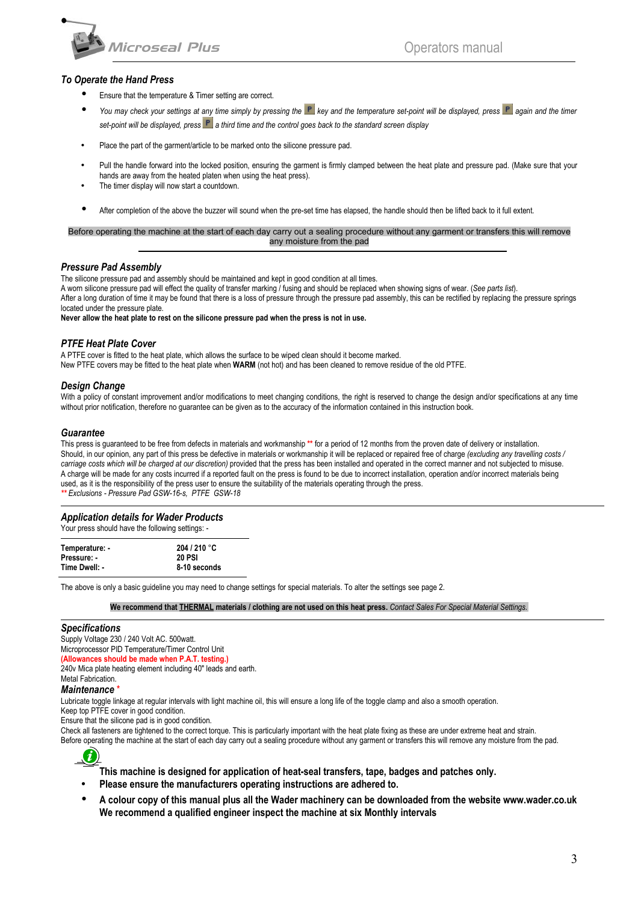## *To Operate the Hand Press*

- Ensure that the temperature & Timer setting are correct.
- *You may check your settings at any time simply by pressing the* **P** *key and the temperature set-point will be displayed, press* **P** *again and the timer set-point will be displayed, press* **P** *a third time and the control goes back to the standard screen display*
- Place the part of the garment/article to be marked onto the silicone pressure pad.
- Pull the handle forward into the locked position, ensuring the garment is firmly clamped between the heat plate and pressure pad. (Make sure that your hands are away from the heated platen when using the heat press).
- The timer display will now start a countdown.
- After completion of the above the buzzer will sound when the pre-set time has elapsed, the handle should then be lifted back to it full extent.

Before operating the machine at the start of each day carry out a sealing procedure without any garment or transfers this will remove any moisture from the pad

## *Pressure Pad Assembly*

The silicone pressure pad and assembly should be maintained and kept in good condition at all times.
A worn silicone pressure pad will effect the quality of transfer marking / fusing and should be replaced when showing signs of wear. (*See parts list*).
After a long duration of time it may be found that there is a loss of pressure through the pressure pad assembly, this can be rectified by replacing the pressure springs located under the pressure plate.
**Never allow the heat plate to rest on the silicone pressure pad when the press is not in use.**

## *PTFE Heat Plate Cover*

A PTFE cover is fitted to the heat plate, which allows the surface to be wiped clean should it become marked.
New PTFE covers may be fitted to the heat plate when **WARM** (not hot) and has been cleaned to remove residue of the old PTFE.

## *Design Change*

With a policy of constant improvement and/or modifications to meet changing conditions, the right is reserved to change the design and/or specifications at any time without prior notification, therefore no guarantee can be given as to the accuracy of the information contained in this instruction book.

## *Guarantee*

This press is guaranteed to be free from defects in materials and workmanship ** for a period of 12 months from the proven date of delivery or installation.
Should, in our opinion, any part of this press be defective in materials or workmanship it will be replaced or repaired free of charge *(excluding any travelling costs / carriage costs which will be charged at our discretion)* provided that the press has been installed and operated in the correct manner and not subjected to misuse.
A charge will be made for any costs incurred if a reported fault on the press is found to be due to incorrect installation, operation and/or incorrect materials being used, as it is the responsibility of the press user to ensure the suitability of the materials operating through the press.
*** Exclusions - Pressure Pad GSW-16-s, PTFE GSW-18*

## *Application details for Wader Products*

Your press should have the following settings: -

| | |
|---|---|
| **Temperature: -** | **204 / 210 °C** |
| **Pressure: -** | **20 PSI** |
| **Time Dwell: -** | **8-10 seconds** |

The above is only a basic guideline you may need to change settings for special materials. To alter the settings see page 2.

**We recommend that THERMAL materials / clothing are not used on this heat press.** *Contact Sales For Special Material Settings.*

## *Specifications*

Supply Voltage 230 / 240 Volt AC. 500watt.
Microprocessor PID Temperature/Timer Control Unit
**(Allowances should be made when P.A.T. testing.)**
240v Mica plate heating element including 40" leads and earth.
Metal Fabrication.

## *Maintenance* *

Lubricate toggle linkage at regular intervals with light machine oil, this will ensure a long life of the toggle clamp and also a smooth operation.
Keep top PTFE cover in good condition.
Ensure that the silicone pad is in good condition.
Check all fasteners are tightened to the correct torque. This is particularly important with the heat plate fixing as these are under extreme heat and strain.
Before operating the machine at the start of each day carry out a sealing procedure without any garment or transfers this will remove any moisture from the pad.

**This machine is designed for application of heat-seal transfers, tape, badges and patches only.**

- **Please ensure the manufacturers operating instructions are adhered to.**
- **A colour copy of this manual plus all the Wader machinery can be downloaded from the website www.wader.co.uk We recommend a qualified engineer inspect the machine at six Monthly intervals**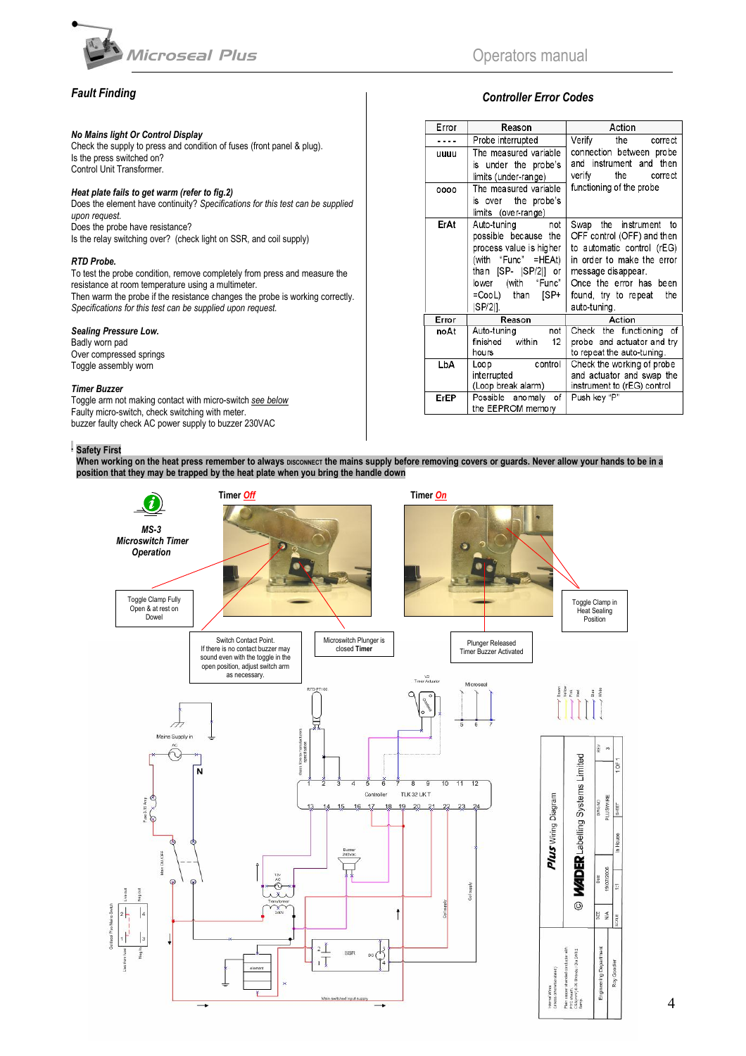## Fault Finding

***No Mains light Or Control Display***
Check the supply to press and condition of fuses (front panel & plug).
Is the press switched on?
Control Unit Transformer.

***Heat plate fails to get warm (refer to fig.2)***
Does the element have continuity? *Specifications for this test can be supplied upon request.*
Does the probe have resistance?
Is the relay switching over? (check light on SSR, and coil supply)

***RTD Probe.***
To test the probe condition, remove completely from press and measure the resistance at room temperature using a multimeter.
Then warm the probe if the resistance changes the probe is working correctly.
*Specifications for this test can be supplied upon request.*

***Sealing Pressure Low.***
Badly worn pad
Over compressed springs
Toggle assembly worn

***Timer Buzzer***
Toggle arm not making contact with micro-switch *see below*
Faulty micro-switch, check switching with meter.
buzzer faulty check AC power supply to buzzer 230VAC

## Controller Error Codes

| Error | Reason | Action |
|---|---|---|
| - - - - | Probe interrupted | Verify the correct connection between probe and instrument and then verify the correct functioning of the probe |
| uuuu | The measured variable is under the probe's limits (under-range) | |
| oooo | The measured variable is over the probe's limits (over-range) | |
| ErAt | Auto-tuning not possible because the process value is higher (with "Func" =HEAt) than [SP- \|SP/2\|] or lower (with "Func" =CooL) than [SP+ \|SP/2\|]. | Swap the instrument to OFF control (OFF) and then to automatic control (rEG) in order to make the error message disappear. Once the error has been found, try to repeat the auto-tuning. |
| **Error** | **Reason** | **Action** |
| noAt | Auto-tuning not finished within 12 hours | Check the functioning of probe and actuator and try to repeat the auto-tuning. |
| LbA | Loop control interrupted (Loop break alarm) | Check the working of probe and actuator and swap the instrument to (rEG) control |
| ErEP | Possible anomaly of the EEPROM memory | Push key "P" |

**Safety First**
**When working on the heat press remember to always DISCONNECT the mains supply before removing covers or guards. Never allow your hands to be in a position that they may be trapped by the heat plate when you bring the handle down**

***MS-3 Microswitch Timer Operation***

Timer *Off*

Timer *On*

Toggle Clamp Fully Open & at rest on Dowel

Switch Contact Point. If there is no contact buzzer may sound even with the toggle in the open position, adjust switch arm as necessary.

Microswitch Plunger is closed **Timer**

Plunger Released Timer Buzzer Activated

Toggle Clamp in Heat Sealing Position

Mains Supply in
N
Controller TLK 32 LKT
Buzzer
Transformer
SSR
element
Main switched input supply
Coil supply
Microseal
RTD PT100

*Plus* Wiring Diagram
WADER Labelling Systems Limited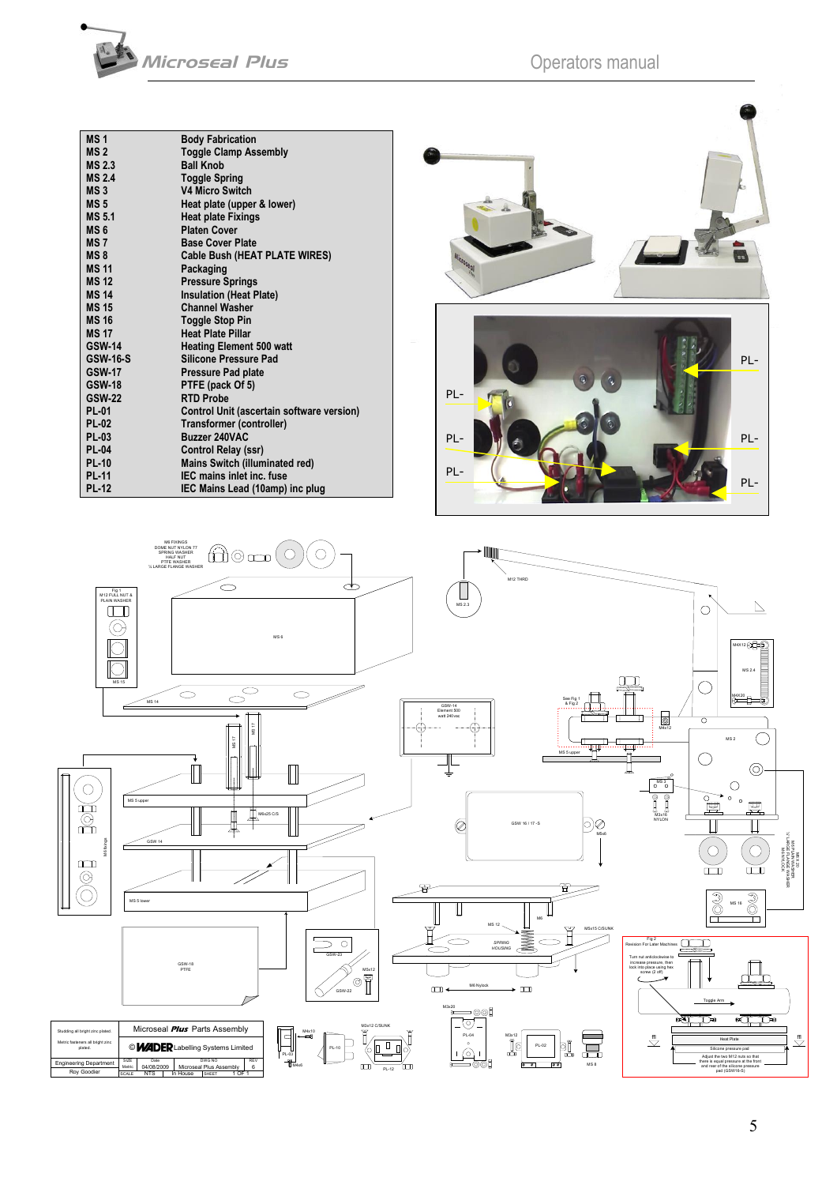| | |
|---|---|
| MS 1 | Body Fabrication |
| MS 2 | Toggle Clamp Assembly |
| MS 2.3 | Ball Knob |
| MS 2.4 | Toggle Spring |
| MS 3 | V4 Micro Switch |
| MS 5 | Heat plate (upper & lower) |
| MS 5.1 | Heat plate Fixings |
| MS 6 | Platen Cover |
| MS 7 | Base Cover Plate |
| MS 8 | Cable Bush (HEAT PLATE WIRES) |
| MS 11 | Packaging |
| MS 12 | Pressure Springs |
| MS 14 | Insulation (Heat Plate) |
| MS 15 | Channel Washer |
| MS 16 | Toggle Stop Pin |
| MS 17 | Heat Plate Pillar |
| GSW-14 | Heating Element 500 watt |
| GSW-16-S | Silicone Pressure Pad |
| GSW-17 | Pressure Pad plate |
| GSW-18 | PTFE (pack Of 5) |
| GSW-22 | RTD Probe |
| PL-01 | Control Unit (ascertain software version) |
| PL-02 | Transformer (controller) |
| PL-03 | Buzzer 240VAC |
| PL-04 | Control Relay (ssr) |
| PL-10 | Mains Switch (illuminated red) |
| PL-11 | IEC mains inlet inc. fuse |
| PL-12 | IEC Mains Lead (10amp) inc plug |

PL-
PL-
PL-
PL-
PL-
PL-
PL-

M6 FIXINGS
DOME NUT NYLON 77
SPRING WASHER
HALF NUT
PTFE WASHER
½ LARGE FLANGE WASHER

Fig 1
M12 FULL NUT & PLAIN WASHER
MS 15
MS 6
MS 14
MS 17
MS 17
MS 5 upper
M6x25 C/S
GSW 14
MS 5 lower
MS fixings
GSW-18
PTFE
GSW-23
M5x12
GSW-22
M12 THRD
MS 2.3
M4X12
MS 2.4
M4X20
See Fig 1 & Fig 2
M4x12
MS 5 upper
MS 2
GSW-14
Element 500 watt 240vac
GSW 16 / 17 -S
M5x6
MS 3
M3x16 NYLON
M6 X 20
½ LARGE FLANGE WASHER
NUT/PLAIN WASHER
M6 NYLOCK
MS 16
MS 12
SPRING HOUSING
M6
M5x15 C/SUNK
M6 Nylock
M3x20
PL-04
M3x12
PL-02
MS 8
M4x10
PL-03
M4x6
PL-10
M3x12 C/SUNK
PL-12

Fig 2
Revision For Later Machines
Turn nut anticlockwise to increase pressure, then lock into place using hex screw (2 off)
Toggle Arm
Heat Plate
Silicone pressure pad
Adjust the two M12 nuts so that there is equal pressure at the front and rear of the silicone pressure pad (GSW16-S)

| | | | | | | |
|---|---|---|---|---|---|---|
| Studding all bright zinc plated | Microseal *Plus* Parts Assembly | | | | | |
| Metric fasteners all bright zinc plated. | ©WADER Labelling Systems Limited | | | | | |
| Engineering Department | SIZE Metric | Date 04/08/2009 | DWG NO Microseal Plus Assembly | | REV 6 | |
| Roy Goodier | SCALE | NTS | In House | SHEET | 1 OF 1 | |